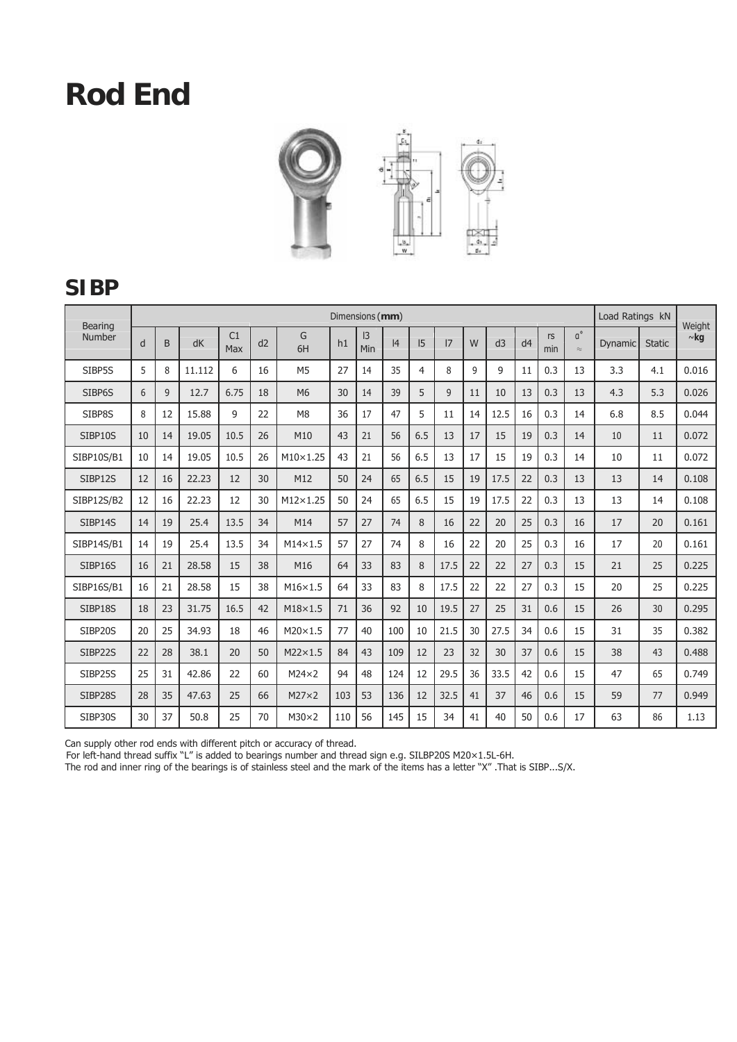# Rod End

## SIBP

| Bearing Number | Dimensions (**mm**) | | | | | | | | | | | | | | | | Load Ratings kN | | Weight ~**kg** |
|---|---|---|---|---|---|---|---|---|---|---|---|---|---|---|---|---|---|---|---|
| | d | B | dK | C1 Max | d2 | G 6H | h1 | l3 Min | l4 | l5 | l7 | W | d3 | d4 | rs min | α° ≈ | Dynamic | Static | |
| SIBP5S | 5 | 8 | 11.112 | 6 | 16 | M5 | 27 | 14 | 35 | 4 | 8 | 9 | 9 | 11 | 0.3 | 13 | 3.3 | 4.1 | 0.016 |
| SIBP6S | 6 | 9 | 12.7 | 6.75 | 18 | M6 | 30 | 14 | 39 | 5 | 9 | 11 | 10 | 13 | 0.3 | 13 | 4.3 | 5.3 | 0.026 |
| SIBP8S | 8 | 12 | 15.88 | 9 | 22 | M8 | 36 | 17 | 47 | 5 | 11 | 14 | 12.5 | 16 | 0.3 | 14 | 6.8 | 8.5 | 0.044 |
| SIBP10S | 10 | 14 | 19.05 | 10.5 | 26 | M10 | 43 | 21 | 56 | 6.5 | 13 | 17 | 15 | 19 | 0.3 | 14 | 10 | 11 | 0.072 |
| SIBP10S/B1 | 10 | 14 | 19.05 | 10.5 | 26 | M10×1.25 | 43 | 21 | 56 | 6.5 | 13 | 17 | 15 | 19 | 0.3 | 14 | 10 | 11 | 0.072 |
| SIBP12S | 12 | 16 | 22.23 | 12 | 30 | M12 | 50 | 24 | 65 | 6.5 | 15 | 19 | 17.5 | 22 | 0.3 | 13 | 13 | 14 | 0.108 |
| SIBP12S/B2 | 12 | 16 | 22.23 | 12 | 30 | M12×1.25 | 50 | 24 | 65 | 6.5 | 15 | 19 | 17.5 | 22 | 0.3 | 13 | 13 | 14 | 0.108 |
| SIBP14S | 14 | 19 | 25.4 | 13.5 | 34 | M14 | 57 | 27 | 74 | 8 | 16 | 22 | 20 | 25 | 0.3 | 16 | 17 | 20 | 0.161 |
| SIBP14S/B1 | 14 | 19 | 25.4 | 13.5 | 34 | M14×1.5 | 57 | 27 | 74 | 8 | 16 | 22 | 20 | 25 | 0.3 | 16 | 17 | 20 | 0.161 |
| SIBP16S | 16 | 21 | 28.58 | 15 | 38 | M16 | 64 | 33 | 83 | 8 | 17.5 | 22 | 22 | 27 | 0.3 | 15 | 21 | 25 | 0.225 |
| SIBP16S/B1 | 16 | 21 | 28.58 | 15 | 38 | M16×1.5 | 64 | 33 | 83 | 8 | 17.5 | 22 | 22 | 27 | 0.3 | 15 | 20 | 25 | 0.225 |
| SIBP18S | 18 | 23 | 31.75 | 16.5 | 42 | M18×1.5 | 71 | 36 | 92 | 10 | 19.5 | 27 | 25 | 31 | 0.6 | 15 | 26 | 30 | 0.295 |
| SIBP20S | 20 | 25 | 34.93 | 18 | 46 | M20×1.5 | 77 | 40 | 100 | 10 | 21.5 | 30 | 27.5 | 34 | 0.6 | 15 | 31 | 35 | 0.382 |
| SIBP22S | 22 | 28 | 38.1 | 20 | 50 | M22×1.5 | 84 | 43 | 109 | 12 | 23 | 32 | 30 | 37 | 0.6 | 15 | 38 | 43 | 0.488 |
| SIBP25S | 25 | 31 | 42.86 | 22 | 60 | M24×2 | 94 | 48 | 124 | 12 | 29.5 | 36 | 33.5 | 42 | 0.6 | 15 | 47 | 65 | 0.749 |
| SIBP28S | 28 | 35 | 47.63 | 25 | 66 | M27×2 | 103 | 53 | 136 | 12 | 32.5 | 41 | 37 | 46 | 0.6 | 15 | 59 | 77 | 0.949 |
| SIBP30S | 30 | 37 | 50.8 | 25 | 70 | M30×2 | 110 | 56 | 145 | 15 | 34 | 41 | 40 | 50 | 0.6 | 17 | 63 | 86 | 1.13 |

Can supply other rod ends with different pitch or accuracy of thread.
For left-hand thread suffix "L" is added to bearings number and thread sign e.g. SILBP20S M20×1.5L-6H.
The rod and inner ring of the bearings is of stainless steel and the mark of the items has a letter "X" .That is SIBP...S/X.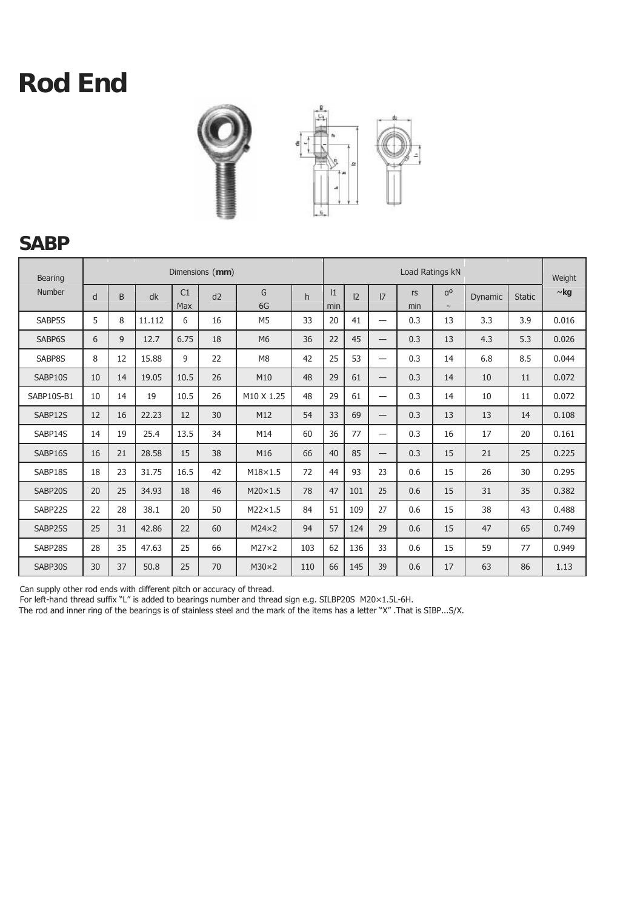# Rod End

## SABP

| Bearing Number | Dimensions (**mm**) | | | | | | | | | | | | Load Ratings kN | | Weight |
|---|---|---|---|---|---|---|---|---|---|---|---|---|---|---|---|
| | d | B | dk | C1 Max | d2 | G 6G | h | l1 min | l2 | l7 | rs min | α° ≈ | Dynamic | Static | ~**kg** |
| SABP5S | 5 | 8 | 11.112 | 6 | 16 | M5 | 33 | 20 | 41 | — | 0.3 | 13 | 3.3 | 3.9 | 0.016 |
| SABP6S | 6 | 9 | 12.7 | 6.75 | 18 | M6 | 36 | 22 | 45 | — | 0.3 | 13 | 4.3 | 5.3 | 0.026 |
| SABP8S | 8 | 12 | 15.88 | 9 | 22 | M8 | 42 | 25 | 53 | — | 0.3 | 14 | 6.8 | 8.5 | 0.044 |
| SABP10S | 10 | 14 | 19.05 | 10.5 | 26 | M10 | 48 | 29 | 61 | — | 0.3 | 14 | 10 | 11 | 0.072 |
| SABP10S-B1 | 10 | 14 | 19 | 10.5 | 26 | M10 X 1.25 | 48 | 29 | 61 | — | 0.3 | 14 | 10 | 11 | 0.072 |
| SABP12S | 12 | 16 | 22.23 | 12 | 30 | M12 | 54 | 33 | 69 | — | 0.3 | 13 | 13 | 14 | 0.108 |
| SABP14S | 14 | 19 | 25.4 | 13.5 | 34 | M14 | 60 | 36 | 77 | — | 0.3 | 16 | 17 | 20 | 0.161 |
| SABP16S | 16 | 21 | 28.58 | 15 | 38 | M16 | 66 | 40 | 85 | — | 0.3 | 15 | 21 | 25 | 0.225 |
| SABP18S | 18 | 23 | 31.75 | 16.5 | 42 | M18×1.5 | 72 | 44 | 93 | 23 | 0.6 | 15 | 26 | 30 | 0.295 |
| SABP20S | 20 | 25 | 34.93 | 18 | 46 | M20×1.5 | 78 | 47 | 101 | 25 | 0.6 | 15 | 31 | 35 | 0.382 |
| SABP22S | 22 | 28 | 38.1 | 20 | 50 | M22×1.5 | 84 | 51 | 109 | 27 | 0.6 | 15 | 38 | 43 | 0.488 |
| SABP25S | 25 | 31 | 42.86 | 22 | 60 | M24×2 | 94 | 57 | 124 | 29 | 0.6 | 15 | 47 | 65 | 0.749 |
| SABP28S | 28 | 35 | 47.63 | 25 | 66 | M27×2 | 103 | 62 | 136 | 33 | 0.6 | 15 | 59 | 77 | 0.949 |
| SABP30S | 30 | 37 | 50.8 | 25 | 70 | M30×2 | 110 | 66 | 145 | 39 | 0.6 | 17 | 63 | 86 | 1.13 |

Can supply other rod ends with different pitch or accuracy of thread.
For left-hand thread suffix "L" is added to bearings number and thread sign e.g. SILBP20S M20×1.5L-6H.
The rod and inner ring of the bearings is of stainless steel and the mark of the items has a letter "X" .That is SIBP...S/X.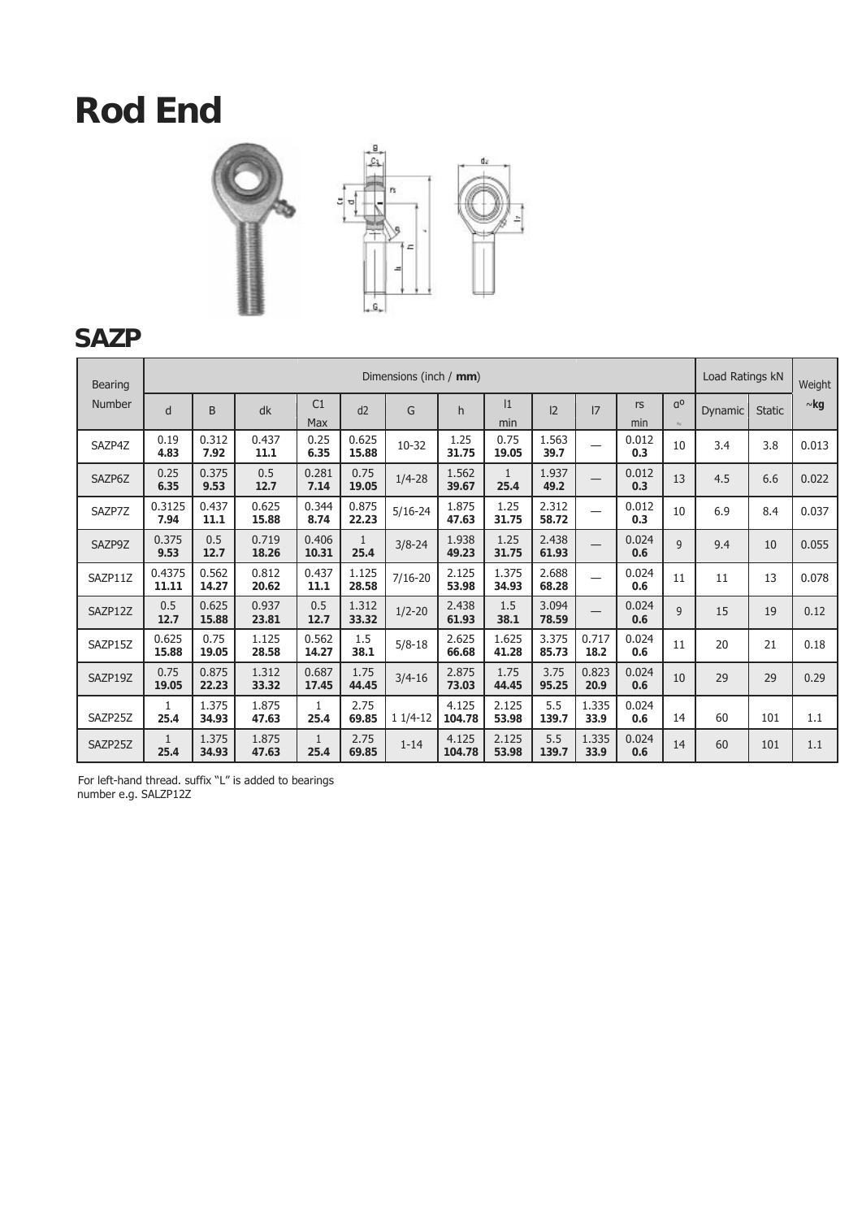# Rod End

## SAZP

| Bearing Number | Dimensions (inch / **mm**) | | | | | | | | | | | | Load Ratings kN | | Weight |
|---|---|---|---|---|---|---|---|---|---|---|---|---|---|---|---|
| | d | B | dk | C1 Max | d2 | G | h | l1 min | l2 | l7 | rs min | α° | Dynamic | Static | ~kg |
| SAZP4Z | 0.19 **4.83** | 0.312 **7.92** | 0.437 **11.1** | 0.25 **6.35** | 0.625 **15.88** | 10-32 | 1.25 **31.75** | 0.75 **19.05** | 1.563 **39.7** | — | 0.012 **0.3** | 10 | 3.4 | 3.8 | 0.013 |
| SAZP6Z | 0.25 **6.35** | 0.375 **9.53** | 0.5 **12.7** | 0.281 **7.14** | 0.75 **19.05** | 1/4-28 | 1.562 **39.67** | 1 **25.4** | 1.937 **49.2** | — | 0.012 **0.3** | 13 | 4.5 | 6.6 | 0.022 |
| SAZP7Z | 0.3125 **7.94** | 0.437 **11.1** | 0.625 **15.88** | 0.344 **8.74** | 0.875 **22.23** | 5/16-24 | 1.875 **47.63** | 1.25 **31.75** | 2.312 **58.72** | — | 0.012 **0.3** | 10 | 6.9 | 8.4 | 0.037 |
| SAZP9Z | 0.375 **9.53** | 0.5 **12.7** | 0.719 **18.26** | 0.406 **10.31** | 1 **25.4** | 3/8-24 | 1.938 **49.23** | 1.25 **31.75** | 2.438 **61.93** | — | 0.024 **0.6** | 9 | 9.4 | 10 | 0.055 |
| SAZP11Z | 0.4375 **11.11** | 0.562 **14.27** | 0.812 **20.62** | 0.437 **11.1** | 1.125 **28.58** | 7/16-20 | 2.125 **53.98** | 1.375 **34.93** | 2.688 **68.28** | — | 0.024 **0.6** | 11 | 11 | 13 | 0.078 |
| SAZP12Z | 0.5 **12.7** | 0.625 **15.88** | 0.937 **23.81** | 0.5 **12.7** | 1.312 **33.32** | 1/2-20 | 2.438 **61.93** | 1.5 **38.1** | 3.094 **78.59** | — | 0.024 **0.6** | 9 | 15 | 19 | 0.12 |
| SAZP15Z | 0.625 **15.88** | 0.75 **19.05** | 1.125 **28.58** | 0.562 **14.27** | 1.5 **38.1** | 5/8-18 | 2.625 **66.68** | 1.625 **41.28** | 3.375 **85.73** | 0.717 **18.2** | 0.024 **0.6** | 11 | 20 | 21 | 0.18 |
| SAZP19Z | 0.75 **19.05** | 0.875 **22.23** | 1.312 **33.32** | 0.687 **17.45** | 1.75 **44.45** | 3/4-16 | 2.875 **73.03** | 1.75 **44.45** | 3.75 **95.25** | 0.823 **20.9** | 0.024 **0.6** | 10 | 29 | 29 | 0.29 |
| SAZP25Z | 1 **25.4** | 1.375 **34.93** | 1.875 **47.63** | 1 **25.4** | 2.75 **69.85** | 1 1/4-12 | 4.125 **104.78** | 2.125 **53.98** | 5.5 **139.7** | 1.335 **33.9** | 0.024 **0.6** | 14 | 60 | 101 | 1.1 |
| SAZP25Z | 1 **25.4** | 1.375 **34.93** | 1.875 **47.63** | 1 **25.4** | 2.75 **69.85** | 1-14 | 4.125 **104.78** | 2.125 **53.98** | 5.5 **139.7** | 1.335 **33.9** | 0.024 **0.6** | 14 | 60 | 101 | 1.1 |

For left-hand thread. suffix "L" is added to bearings number e.g. SALZP12Z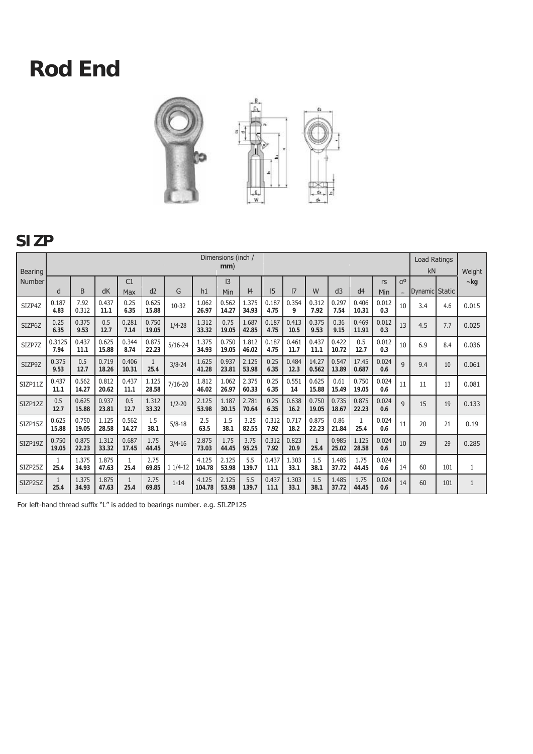# Rod End

## SI ZP

| Bearing Number | Dimensions (inch / mm) | | | | | | | | | | | | | | | | Load Ratings kN | | Weight |
|---|---|---|---|---|---|---|---|---|---|---|---|---|---|---|---|---|---|---|---|
| | d | B | dK | C1 Max | d2 | G | h1 | l3 Min | l4 | l5 | l7 | W | d3 | d4 | rs Min | α° ≈ | Dynamic | Static | ~kg |
| SIZP4Z | 0.187 **4.83** | 7.92 0.312 | 0.437 **11.1** | 0.25 **6.35** | 0.625 **15.88** | 10-32 | 1.062 **26.97** | 0.562 **14.27** | 1.375 **34.93** | 0.187 **4.75** | 0.354 **9** | 0.312 **7.92** | 0.297 **7.54** | 0.406 **10.31** | 0.012 **0.3** | 10 | 3.4 | 4.6 | 0.015 |
| SIZP6Z | 0.25 **6.35** | 0.375 **9.53** | 0.5 **12.7** | 0.281 **7.14** | 0.750 **19.05** | 1/4-28 | 1.312 **33.32** | 0.75 **19.05** | 1.687 **42.85** | 0.187 **4.75** | 0.413 **10.5** | 0.375 **9.53** | 0.36 **9.15** | 0.469 **11.91** | 0.012 **0.3** | 13 | 4.5 | 7.7 | 0.025 |
| SIZP7Z | 0.3125 **7.94** | 0.437 **11.1** | 0.625 **15.88** | 0.344 **8.74** | 0.875 **22.23** | 5/16-24 | 1.375 **34.93** | 0.750 **19.05** | 1.812 **46.02** | 0.187 **4.75** | 0.461 **11.7** | 0.437 **11.1** | 0.422 **10.72** | 0.5 **12.7** | 0.012 **0.3** | 10 | 6.9 | 8.4 | 0.036 |
| SIZP9Z | 0.375 **9.53** | 0.5 **12.7** | 0.719 **18.26** | 0.406 **10.31** | 1 **25.4** | 3/8-24 | 1.625 **41.28** | 0.937 **23.81** | 2.125 **53.98** | 0.25 **6.35** | 0.484 **12.3** | 14.27 **0.562** | 0.547 **13.89** | 17.45 **0.687** | 0.024 **0.6** | 9 | 9.4 | 10 | 0.061 |
| SIZP11Z | 0.437 **11.1** | 0.562 **14.27** | 0.812 **20.62** | 0.437 **11.1** | 1.125 **28.58** | 7/16-20 | 1.812 **46.02** | 1.062 **26.97** | 2.375 **60.33** | 0.25 **6.35** | 0.551 **14** | 0.625 **15.88** | 0.61 **15.49** | 0.750 **19.05** | 0.024 **0.6** | 11 | 11 | 13 | 0.081 |
| SIZP12Z | 0.5 **12.7** | 0.625 **15.88** | 0.937 **23.81** | 0.5 **12.7** | 1.312 **33.32** | 1/2-20 | 2.125 **53.98** | 1.187 **30.15** | 2.781 **70.64** | 0.25 **6.35** | 0.638 **16.2** | 0.750 **19.05** | 0.735 **18.67** | 0.875 **22.23** | 0.024 **0.6** | 9 | 15 | 19 | 0.133 |
| SIZP15Z | 0.625 **15.88** | 0.750 **19.05** | 1.125 **28.58** | 0.562 **14.27** | 1.5 **38.1** | 5/8-18 | 2.5 **63.5** | 1.5 **38.1** | 3.25 **82.55** | 0.312 **7.92** | 0.717 **18.2** | 0.875 **22.23** | 0.86 **21.84** | 1 **25.4** | 0.024 **0.6** | 11 | 20 | 21 | 0.19 |
| SIZP19Z | 0.750 **19.05** | 0.875 **22.23** | 1.312 **33.32** | 0.687 **17.45** | 1.75 **44.45** | 3/4-16 | 2.875 **73.03** | 1.75 **44.45** | 3.75 **95.25** | 0.312 **7.92** | 0.823 **20.9** | 1 **25.4** | 0.985 **25.02** | 1.125 **28.58** | 0.024 **0.6** | 10 | 29 | 29 | 0.285 |
| SIZP25Z | 1 **25.4** | 1.375 **34.93** | 1.875 **47.63** | 1 **25.4** | 2.75 **69.85** | 1 1/4-12 | 4.125 **104.78** | 2.125 **53.98** | 5.5 **139.7** | 0.437 **11.1** | 1.303 **33.1** | 1.5 **38.1** | 1.485 **37.72** | 1.75 **44.45** | 0.024 **0.6** | 14 | 60 | 101 | 1 |
| SIZP25Z | 1 **25.4** | 1.375 **34.93** | 1.875 **47.63** | 1 **25.4** | 2.75 **69.85** | 1-14 | 4.125 **104.78** | 2.125 **53.98** | 5.5 **139.7** | 0.437 **11.1** | 1.303 **33.1** | 1.5 **38.1** | 1.485 **37.72** | 1.75 **44.45** | 0.024 **0.6** | 14 | 60 | 101 | 1 |

For left-hand thread suffix "L" is added to bearings number. e.g. SILZP12S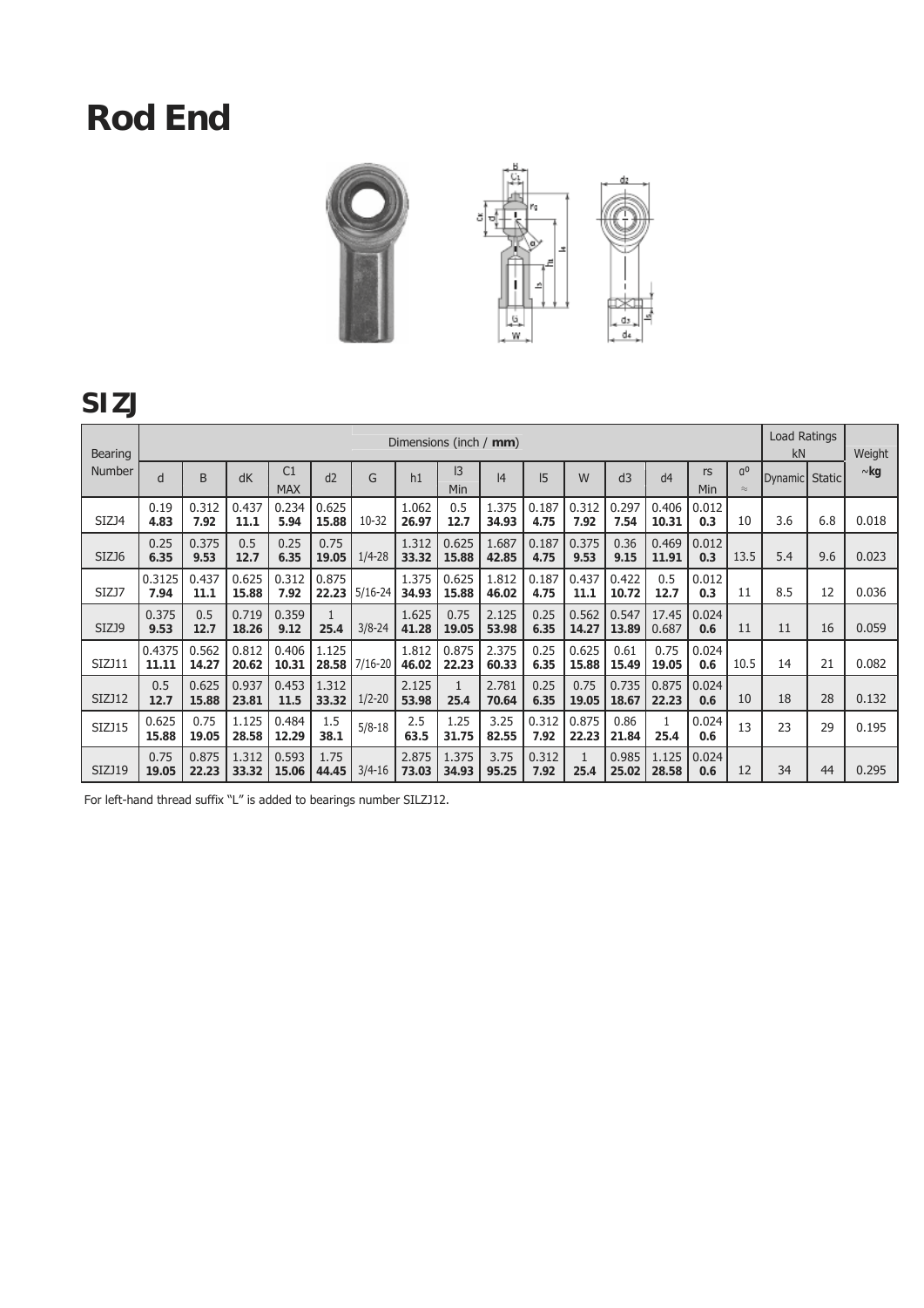# Rod End

## SIZJ

| Bearing Number | Dimensions (inch / **mm**) | | | | | | | | | | | | | | | Load Ratings kN | | Weight |
|---|---|---|---|---|---|---|---|---|---|---|---|---|---|---|---|---|---|---|
| | d | B | dK | C1 MAX | d2 | G | h1 | l3 Min | l4 | l5 | W | d3 | d4 | rs Min | α° ≈ | Dynamic | Static | ~**kg** |
| SIZJ4 | 0.19 **4.83** | 0.312 **7.92** | 0.437 **11.1** | 0.234 **5.94** | 0.625 **15.88** | 10-32 | 1.062 **26.97** | 0.5 **12.7** | 1.375 **34.93** | 0.187 **4.75** | 0.312 **7.92** | 0.297 **7.54** | 0.406 **10.31** | 0.012 **0.3** | 10 | 3.6 | 6.8 | 0.018 |
| SIZJ6 | 0.25 **6.35** | 0.375 **9.53** | 0.5 **12.7** | 0.25 **6.35** | 0.75 **19.05** | 1/4-28 | 1.312 **33.32** | 0.625 **15.88** | 1.687 **42.85** | 0.187 **4.75** | 0.375 **9.53** | 0.36 **9.15** | 0.469 **11.91** | 0.012 **0.3** | 13.5 | 5.4 | 9.6 | 0.023 |
| SIZJ7 | 0.3125 **7.94** | 0.437 **11.1** | 0.625 **15.88** | 0.312 **7.92** | 0.875 **22.23** | 5/16-24 | 1.375 **34.93** | 0.625 **15.88** | 1.812 **46.02** | 0.187 **4.75** | 0.437 **11.1** | 0.422 **10.72** | 0.5 **12.7** | 0.012 **0.3** | 11 | 8.5 | 12 | 0.036 |
| SIZJ9 | 0.375 **9.53** | 0.5 **12.7** | 0.719 **18.26** | 0.359 **9.12** | 1 **25.4** | 3/8-24 | 1.625 **41.28** | 0.75 **19.05** | 2.125 **53.98** | 0.25 **6.35** | 0.562 **14.27** | 0.547 **13.89** | 17.45 0.687 | 0.024 **0.6** | 11 | 11 | 16 | 0.059 |
| SIZJ11 | 0.4375 **11.11** | 0.562 **14.27** | 0.812 **20.62** | 0.406 **10.31** | 1.125 **28.58** | 7/16-20 | 1.812 **46.02** | 0.875 **22.23** | 2.375 **60.33** | 0.25 **6.35** | 0.625 **15.88** | 0.61 **15.49** | 0.75 **19.05** | 0.024 **0.6** | 10.5 | 14 | 21 | 0.082 |
| SIZJ12 | 0.5 **12.7** | 0.625 **15.88** | 0.937 **23.81** | 0.453 **11.5** | 1.312 **33.32** | 1/2-20 | 2.125 **53.98** | 1 **25.4** | 2.781 **70.64** | 0.25 **6.35** | 0.75 **19.05** | 0.735 **18.67** | 0.875 **22.23** | 0.024 **0.6** | 10 | 18 | 28 | 0.132 |
| SIZJ15 | 0.625 **15.88** | 0.75 **19.05** | 1.125 **28.58** | 0.484 **12.29** | 1.5 **38.1** | 5/8-18 | 2.5 **63.5** | 1.25 **31.75** | 3.25 **82.55** | 0.312 **7.92** | 0.875 **22.23** | 0.86 **21.84** | 1 **25.4** | 0.024 **0.6** | 13 | 23 | 29 | 0.195 |
| SIZJ19 | 0.75 **19.05** | 0.875 **22.23** | 1.312 **33.32** | 0.593 **15.06** | 1.75 **44.45** | 3/4-16 | 2.875 **73.03** | 1.375 **34.93** | 3.75 **95.25** | 0.312 **7.92** | 1 **25.4** | 0.985 **25.02** | 1.125 **28.58** | 0.024 **0.6** | 12 | 34 | 44 | 0.295 |

For left-hand thread suffix "L" is added to bearings number SILZJ12.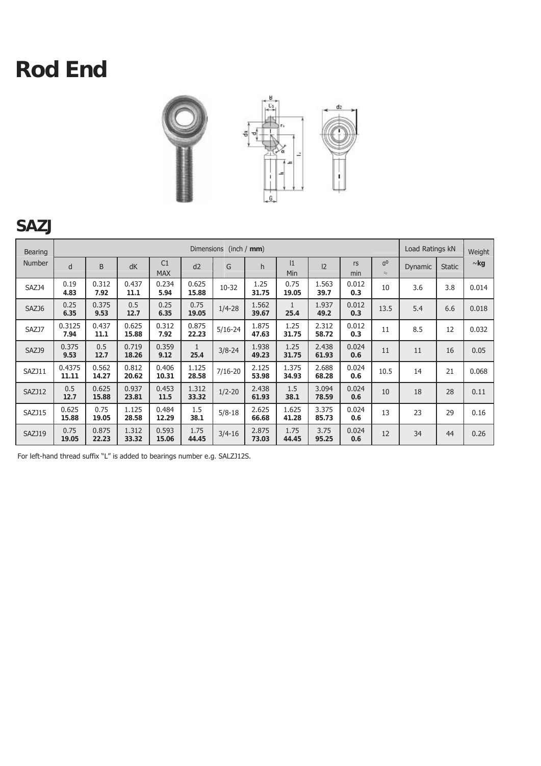# Rod End

## SAZJ

| Bearing Number | Dimensions (inch / **mm**) | | | | | | | | | | | Load Ratings kN | | Weight |
|---|---|---|---|---|---|---|---|---|---|---|---|---|---|---|
| | d | B | dK | C1 MAX | d2 | G | h | l1 Min | l2 | rs min | α° ≈ | Dynamic | Static | ~**kg** |
| SAZJ4 | 0.19 **4.83** | 0.312 **7.92** | 0.437 **11.1** | 0.234 **5.94** | 0.625 **15.88** | 10-32 | 1.25 **31.75** | 0.75 **19.05** | 1.563 **39.7** | 0.012 **0.3** | 10 | 3.6 | 3.8 | 0.014 |
| SAZJ6 | 0.25 **6.35** | 0.375 **9.53** | 0.5 **12.7** | 0.25 **6.35** | 0.75 **19.05** | 1/4-28 | 1.562 **39.67** | 1 **25.4** | 1.937 **49.2** | 0.012 **0.3** | 13.5 | 5.4 | 6.6 | 0.018 |
| SAZJ7 | 0.3125 **7.94** | 0.437 **11.1** | 0.625 **15.88** | 0.312 **7.92** | 0.875 **22.23** | 5/16-24 | 1.875 **47.63** | 1.25 **31.75** | 2.312 **58.72** | 0.012 **0.3** | 11 | 8.5 | 12 | 0.032 |
| SAZJ9 | 0.375 **9.53** | 0.5 **12.7** | 0.719 **18.26** | 0.359 **9.12** | 1 **25.4** | 3/8-24 | 1.938 **49.23** | 1.25 **31.75** | 2.438 **61.93** | 0.024 **0.6** | 11 | 11 | 16 | 0.05 |
| SAZJ11 | 0.4375 **11.11** | 0.562 **14.27** | 0.812 **20.62** | 0.406 **10.31** | 1.125 **28.58** | 7/16-20 | 2.125 **53.98** | 1.375 **34.93** | 2.688 **68.28** | 0.024 **0.6** | 10.5 | 14 | 21 | 0.068 |
| SAZJ12 | 0.5 **12.7** | 0.625 **15.88** | 0.937 **23.81** | 0.453 **11.5** | 1.312 **33.32** | 1/2-20 | 2.438 **61.93** | 1.5 **38.1** | 3.094 **78.59** | 0.024 **0.6** | 10 | 18 | 28 | 0.11 |
| SAZJ15 | 0.625 **15.88** | 0.75 **19.05** | 1.125 **28.58** | 0.484 **12.29** | 1.5 **38.1** | 5/8-18 | 2.625 **66.68** | 1.625 **41.28** | 3.375 **85.73** | 0.024 **0.6** | 13 | 23 | 29 | 0.16 |
| SAZJ19 | 0.75 **19.05** | 0.875 **22.23** | 1.312 **33.32** | 0.593 **15.06** | 1.75 **44.45** | 3/4-16 | 2.875 **73.03** | 1.75 **44.45** | 3.75 **95.25** | 0.024 **0.6** | 12 | 34 | 44 | 0.26 |

For left-hand thread suffix "L" is added to bearings number e.g. SALZJ12S.